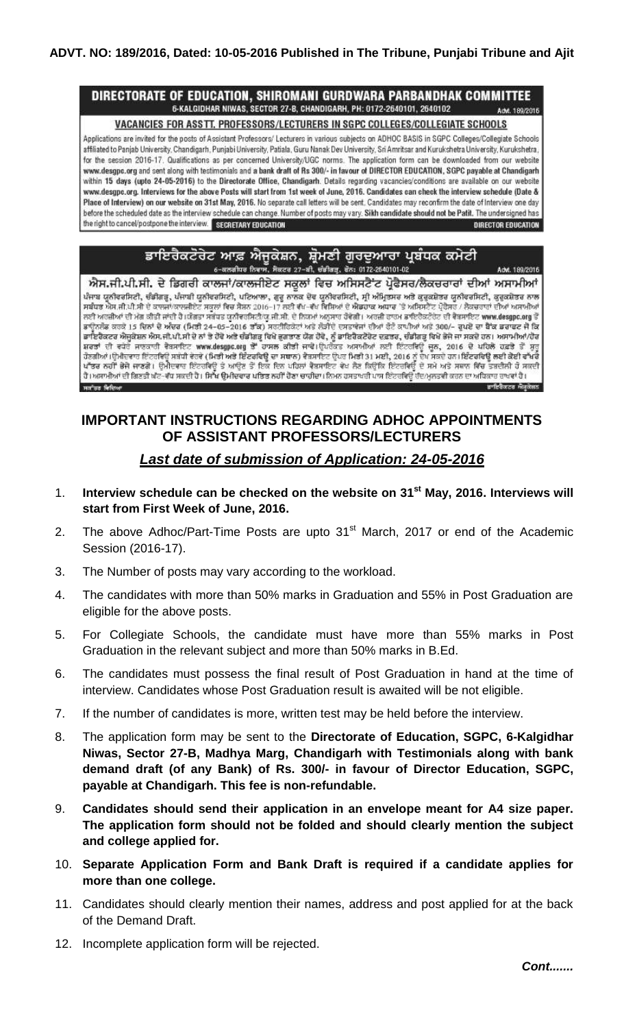**ADVT. NO: 189/2016, Dated: 10-05-2016 Published in The Tribune, Punjabi Tribune and Ajit**

## DIRECTORATE OF EDUCATION, SHIROMANI GURDWARA PARBANDHAK COMMITTEE

6-KALGIDHAR NIWAS, SECTOR 27-B, CHANDIGARH, PH: 0172-2640101, 2640102

Advt. 189/2016

### VACANCIES FOR ASSTT. PROFESSORS/LECTURERS IN SGPC COLLEGES/COLLEGIATE SCHOOLS

Applications are invited for the posts of Assistant Professors/ Lecturers in various subjects on ADHOC BASIS in SGPC Colleges/Collegiate Schools affiliated to Panjab University, Chandigarh, Punjabi University, Patiala, Guru Nanak Dev University, Sri Amritsar and Kurukshetra University, Kurukshetra, for the session 2016-17. Qualifications as per concerned University/UGC norms. The application form can be downloaded from our website www.desgpc.org and sent along with testimonials and a bank draft of Rs 300/- in favour of DIRECTOR EDUCATION, SGPC payable at Chandigarh within 15 days (upto 24-05-2016) to the Director Office, Chandigarh. Details regarding vacancies/conditions are available on our website www.desgpc.org. Interviews for the above Posts will start from 1st week of June, 2016. Candidates can check the interview schedule (Date & Place of Interview) on our website on 31st May, 2016. No separate call letters will be sent. Candidates may reconfirm the date of interview one day before the scheduled date as the interview schedule can change. Number of posts may vary. Sikh candidate should not be Patit. The undersigned has the right to cancel/postpone the interview.

SECRETARY EDUCATION DIRECTOR EDUCATION

## ਡਾਇਰੈਕਟੋਰੇਟ ਆਫ਼ ਐਜੂਕੇਸ਼ਨ, ਸ਼੍ਰੋਮਣੀ ਗੁਰਦੁਆਰਾ ਪ੍ਰਬੰਧਕ ਕਮੇਟੀ

6-ਕਲਗੀਧਰ ਨਿਵਾਸ, ਸੈਕਟਰ 27-ਬੀ, ਚੰਡੀਗੜ੍ਹ, ਫੋਨ: 0172-2640101-02

Advt. 189/2016

### ਐਸ.ਜੀ.ਪੀ.ਸੀ. ਦੇ ਡਿਗਰੀ ਕਾਲਜਾਂ/ਕਾਲਜੀਏਟ ਸਕੂਲਾਂ ਵਿਚ ਅਸਿਸਟੈਂਟ ਪ੍ਰੋਫੈਸਰ/ਲੈਕਚਰਾਰਾਂ ਦੀਆਂ ਅਸਾਮੀਆਂ

ਪੰਜਾਬ ਯੂਨੀਵਰਸਿਟੀ, ਚੰਡੀਗੜ੍ਹ, ਪੰਜਾਬੀ ਯੂਨੀਵਰਸਿਟੀ, ਪਟਿਆਲਾ, ਗੁਰੂ ਨਾਨਕ ਦੇਵ ਯੂਨੀਵਰਸਿਟੀ, ਸ੍ਰੀ ਅੰਮ੍ਰਿਤਸਰ ਅਤੇ ਕੁਰੂਕਸ਼ੇਤਰ ਯੂਨੀਵਰਸਿਟੀ, ਕੁਰੂਕਸ਼ੇਤਰ ਨਾਲ ਸਬੰਧਤ ਐਸ.ਜੀ.ਪੀ.ਸੀ ਦੇ ਕਾਲਜਾਂ/ਕਾਲਜੀਏਟ ਸਕੂਲਾਂ ਵਿਚ ਸੈਸ਼ਨ 2016-17 ਲਈ ਵੱਖ-ਵੱਖ ਵਿਸ਼ਿਆਂ ਦੇ ਐਡਹਾਕ ਅਧਾਰ 'ਤੇ ਅਸਿਸਟੈਂਟ ਪ੍ਰੋਫੈਸਰ / ਲੈਕਚਰਾਰਾਂ ਦੀਆਂ ਅਸਾਮੀਆਂ ਲਈ ਅਰਜ਼ੀਆਂ ਦੀ ਮੰਗ ਕੀਤੀ ਜਾਂਦੀ ਹੈ।ਯੋਗਤਾ ਸਬੰਧਤ ਯੂਨੀਵਰਸਿਟੀ/ਯੂ.ਜੀ.ਸੀ. ਦੇ ਨਿਯਮਾਂ ਅਨੁਸਾਰ ਹੋਵੇਗੀ। ਅਰਜ਼ੀ ਫਾਰਮ ਡਾਇਰੈਕਟੋਰੇਟ ਦੀ ਵੈਬਸਾਇਟ www.desgpc.org ਤੋਂ ਡਾਊਨਲੋਡ ਕਰਕੇ 15 ਦਿਨਾਂ ਦੇ ਅੰਦਰ (ਮਿਤੀ 24-05-2016 ਤੱਕ) ਸਰਟੀਫਿਕੇਟਾਂ ਅਤੇ ਲੋੜੀਂਦੇ ਦਸਤਾਵੇਜ਼ਾਂ ਦੀਆਂ ਫੋਟੋ ਕਾਪੀਆਂ ਅਤੇ 300/- ਰੁਪਏ ਦਾ ਬੈਂਕ ਡਰਾਫਟ ਜੋ ਕਿ ਡਾਇਰੈਕਟਰ ਐਜੂਕੇਸ਼ਨ ਐਸ.ਜੀ.ਪੀ.ਸੀ ਦੇ ਨਾਂ ਤੇ ਹੋਵੇ ਅਤੇ ਚੰਡੀਗੜ੍ਹ ਵਿਖੇ ਭੁਗਤਾਨ ਯੋਗ ਹੋਵੇ, ਨੂੰ ਡਾਇਰੈਕਟੋਰੇਟ ਦਫਤਰ, ਚੰਡੀਗੜ੍ਹ ਵਿਖੇ ਭੇਜੇ ਜਾ ਸਕਦੇ ਹਨ। ਅਸਾਮੀਆਂ/ਹੋਰ ਸ਼ਰਤਾਂ ਦੀ ਵਧੇਰੇ ਜਾਣਕਾਰੀ ਵੈਬਸਾਇਟ www.desgpc.org ਤੋਂ ਹਾਸਲ ਕੀਤੀ ਜਾਵੇ।ਉਪਰੋਕਤ ਅਸਾਮੀਆਂ ਲਈ ਇੰਟਰਵਿਊ ਜੂਨ, 2016 ਦੇ ਪਹਿਲੇ ਹਫਤੇ ਤੋਂ ਸ਼ੁਰੂ ਹੋਣਗੀਆਂ।ਉਮੀਦਵਾਰ ਇੰਟਰਵਿਊ ਸਬੰਧੀ ਵੇਰਵੇ (ਮਿਤੀ ਅਤੇ ਇੰਟਰਵਿਊ ਦਾ ਸਥਾਨ) ਵੈਬਸਾਇਟ ਉਪਰ ਮਿਤੀ 31 ਮਈ, 2016 ਨੂੰ ਦੇਖ ਸਕਦੇ ਹਨ।ਇੰਟਰਵਿਊ ਲਈ ਕੋਈ ਵੱਖਰੇ ਪੱਤਰ ਨਹੀਂ ਭੇਜੇ ਜਾਣਗੇ। ਉਮੀਦਵਾਰ ਇੰਟਰਵਿਊ ਤੋਂ ਆਉਣ ਤੋਂ ਇਕ ਦਿਨ ਪਹਿਲਾਂ ਵੈਬਸਾਇਟ ਵੇਖ ਲੈਣ ਕਿਉਂਕਿ ਇੰਟਰਵਿਊ ਦੇ ਸਮੇਂ ਅਤੇ ਸਥਾਨ ਵਿਚ ਤਬਦੀਲੀ ਹੋ ਸਕਦੀ ਹੈ।ਅਸਾਮੀਆਂ ਦੀ ਗਿਣਤੀ ਘੱਟ-ਵੱਧ ਸਕਦੀ ਹੈ। ਸਿੱਖ ਉਮੀਦਵਾਰ ਪਤਿਤ ਨਹੀਂ ਹੋਣਾ ਚਾਹੀਦਾ। ਨਿਮਨ ਹਸਤਾਖਰੀ ਪਾਸ ਇੰਟਰਵਿਊ ਰੱਦ/ਮੁਲਤਵੀ ਕਰਨ ਦਾ ਅਧਿਕਾਰ ਰਾਖਵਾਂ ਹੈ।

ਸਕੱਤਰ ਵਿਦਿਆ ਡਾਇਰੈਕਟਰ ਐਜੂਕੇਸ਼ਨ

## IMPORTANT INSTRUCTIONS REGARDING ADHOC APPOINTMENTS OF ASSISTANT PROFESSORS/LECTURERS

***Last date of submission of Application: 24-05-2016***

1. **Interview schedule can be checked on the website on 31st May, 2016. Interviews will start from First Week of June, 2016.**
2. The above Adhoc/Part-Time Posts are upto 31st March, 2017 or end of the Academic Session (2016-17).
3. The Number of posts may vary according to the workload.
4. The candidates with more than 50% marks in Graduation and 55% in Post Graduation are eligible for the above posts.
5. For Collegiate Schools, the candidate must have more than 55% marks in Post Graduation in the relevant subject and more than 50% marks in B.Ed.
6. The candidates must possess the final result of Post Graduation in hand at the time of interview. Candidates whose Post Graduation result is awaited will be not eligible.
7. If the number of candidates is more, written test may be held before the interview.
8. The application form may be sent to the **Directorate of Education, SGPC, 6-Kalgidhar Niwas, Sector 27-B, Madhya Marg, Chandigarh with Testimonials along with bank demand draft (of any Bank) of Rs. 300/- in favour of Director Education, SGPC, payable at Chandigarh. This fee is non-refundable.**
9. **Candidates should send their application in an envelope meant for A4 size paper. The application form should not be folded and should clearly mention the subject and college applied for.**
10. **Separate Application Form and Bank Draft is required if a candidate applies for more than one college.**
11. Candidates should clearly mention their names, address and post applied for at the back of the Demand Draft.
12. Incomplete application form will be rejected.

***Cont.......***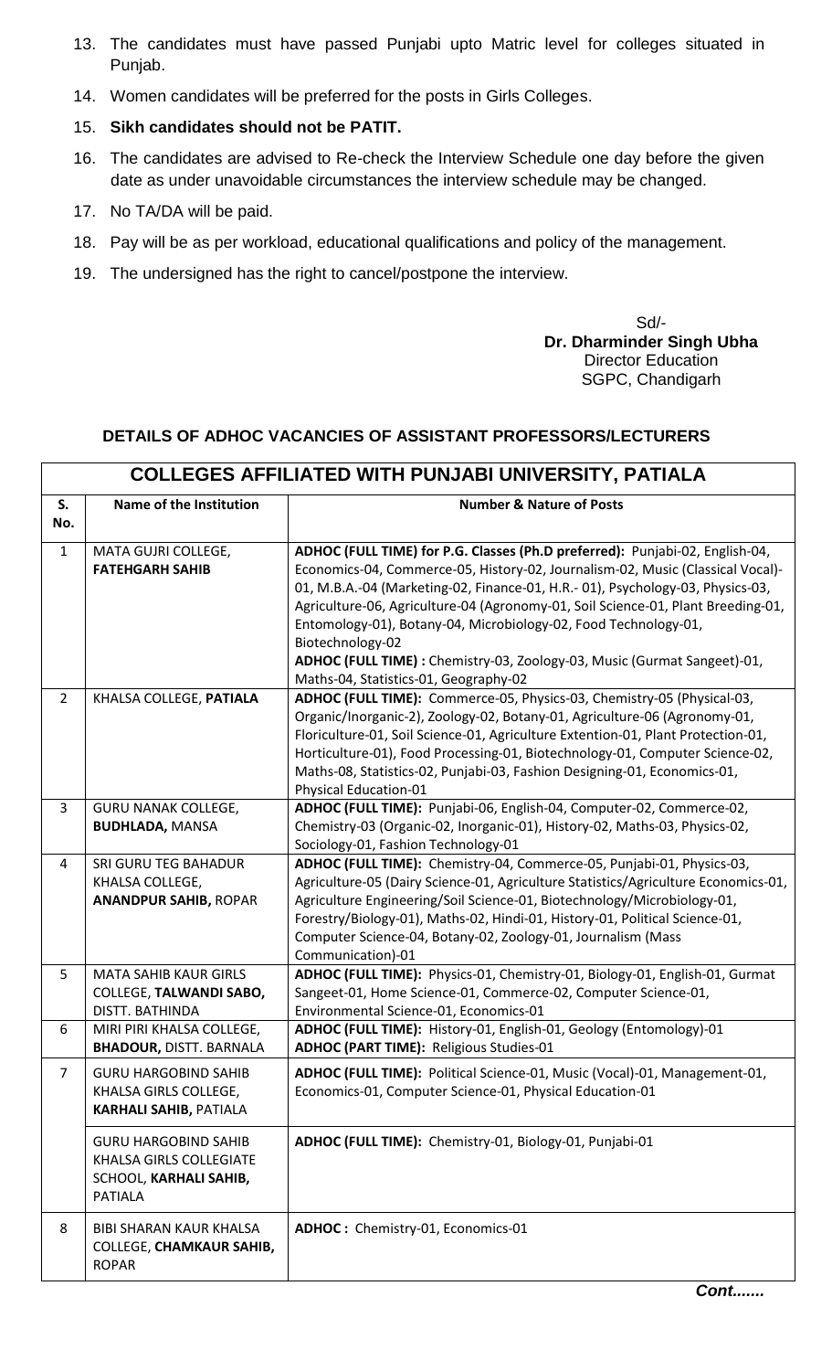13. The candidates must have passed Punjabi upto Matric level for colleges situated in Punjab.
14. Women candidates will be preferred for the posts in Girls Colleges.
15. **Sikh candidates should not be PATIT.**
16. The candidates are advised to Re-check the Interview Schedule one day before the given date as under unavoidable circumstances the interview schedule may be changed.
17. No TA/DA will be paid.
18. Pay will be as per workload, educational qualifications and policy of the management.
19. The undersigned has the right to cancel/postpone the interview.

Sd/-
**Dr. Dharminder Singh Ubha**
Director Education
SGPC, Chandigarh

**DETAILS OF ADHOC VACANCIES OF ASSISTANT PROFESSORS/LECTURERS**

| **COLLEGES AFFILIATED WITH PUNJABI UNIVERSITY, PATIALA** | | |
|---|---|---|
| **S. No.** | **Name of the Institution** | **Number & Nature of Posts** |
| 1 | MATA GUJRI COLLEGE, **FATEHGARH SAHIB** | **ADHOC (FULL TIME) for P.G. Classes (Ph.D preferred):** Punjabi-02, English-04, Economics-04, Commerce-05, History-02, Journalism-02, Music (Classical Vocal)-01, M.B.A.-04 (Marketing-02, Finance-01, H.R.- 01), Psychology-03, Physics-03, Agriculture-06, Agriculture-04 (Agronomy-01, Soil Science-01, Plant Breeding-01, Entomology-01), Botany-04, Microbiology-02, Food Technology-01, Biotechnology-02<br>**ADHOC (FULL TIME) :** Chemistry-03, Zoology-03, Music (Gurmat Sangeet)-01, Maths-04, Statistics-01, Geography-02 |
| 2 | KHALSA COLLEGE, **PATIALA** | **ADHOC (FULL TIME):** Commerce-05, Physics-03, Chemistry-05 (Physical-03, Organic/Inorganic-2), Zoology-02, Botany-01, Agriculture-06 (Agronomy-01, Floriculture-01, Soil Science-01, Agriculture Extention-01, Plant Protection-01, Horticulture-01), Food Processing-01, Biotechnology-01, Computer Science-02, Maths-08, Statistics-02, Punjabi-03, Fashion Designing-01, Economics-01, Physical Education-01 |
| 3 | GURU NANAK COLLEGE, **BUDHLADA,** MANSA | **ADHOC (FULL TIME):** Punjabi-06, English-04, Computer-02, Commerce-02, Chemistry-03 (Organic-02, Inorganic-01), History-02, Maths-03, Physics-02, Sociology-01, Fashion Technology-01 |
| 4 | SRI GURU TEG BAHADUR KHALSA COLLEGE, **ANANDPUR SAHIB,** ROPAR | **ADHOC (FULL TIME):** Chemistry-04, Commerce-05, Punjabi-01, Physics-03, Agriculture-05 (Dairy Science-01, Agriculture Statistics/Agriculture Economics-01, Agriculture Engineering/Soil Science-01, Biotechnology/Microbiology-01, Forestry/Biology-01), Maths-02, Hindi-01, History-01, Political Science-01, Computer Science-04, Botany-02, Zoology-01, Journalism (Mass Communication)-01 |
| 5 | MATA SAHIB KAUR GIRLS COLLEGE, **TALWANDI SABO,** DISTT. BATHINDA | **ADHOC (FULL TIME):** Physics-01, Chemistry-01, Biology-01, English-01, Gurmat Sangeet-01, Home Science-01, Commerce-02, Computer Science-01, Environmental Science-01, Economics-01 |
| 6 | MIRI PIRI KHALSA COLLEGE, **BHADOUR,** DISTT. BARNALA | **ADHOC (FULL TIME):** History-01, English-01, Geology (Entomology)-01<br>**ADHOC (PART TIME):** Religious Studies-01 |
| 7 | GURU HARGOBIND SAHIB KHALSA GIRLS COLLEGE, **KARHALI SAHIB,** PATIALA | **ADHOC (FULL TIME):** Political Science-01, Music (Vocal)-01, Management-01, Economics-01, Computer Science-01, Physical Education-01 |
| | GURU HARGOBIND SAHIB KHALSA GIRLS COLLEGIATE SCHOOL, **KARHALI SAHIB,** PATIALA | **ADHOC (FULL TIME):** Chemistry-01, Biology-01, Punjabi-01 |
| 8 | BIBI SHARAN KAUR KHALSA COLLEGE, **CHAMKAUR SAHIB,** ROPAR | **ADHOC :** Chemistry-01, Economics-01 |

***Cont.......***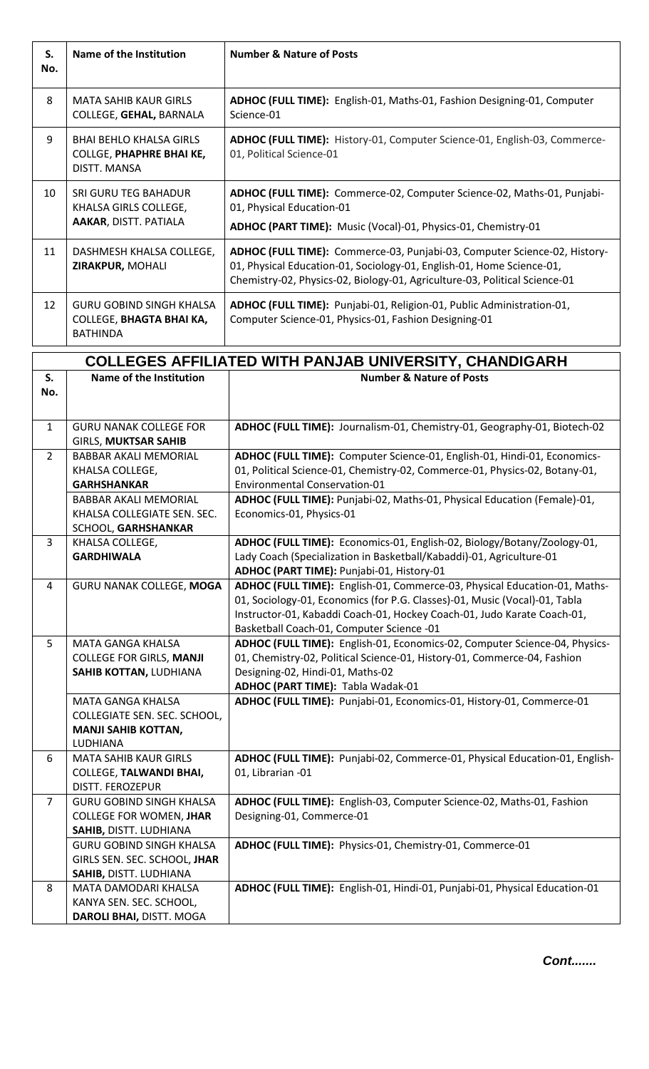| S. No. | Name of the Institution | Number & Nature of Posts |
|---|---|---|
| 8 | MATA SAHIB KAUR GIRLS COLLEGE, **GEHAL,** BARNALA | **ADHOC (FULL TIME):** English-01, Maths-01, Fashion Designing-01, Computer Science-01 |
| 9 | BHAI BEHLO KHALSA GIRLS COLLGE, **PHAPHRE BHAI KE,** DISTT. MANSA | **ADHOC (FULL TIME):** History-01, Computer Science-01, English-03, Commerce-01, Political Science-01 |
| 10 | SRI GURU TEG BAHADUR KHALSA GIRLS COLLEGE, **AAKAR**, DISTT. PATIALA | **ADHOC (FULL TIME):** Commerce-02, Computer Science-02, Maths-01, Punjabi-01, Physical Education-01<br>**ADHOC (PART TIME):** Music (Vocal)-01, Physics-01, Chemistry-01 |
| 11 | DASHMESH KHALSA COLLEGE, **ZIRAKPUR,** MOHALI | **ADHOC (FULL TIME):** Commerce-03, Punjabi-03, Computer Science-02, History-01, Physical Education-01, Sociology-01, English-01, Home Science-01, Chemistry-02, Physics-02, Biology-01, Agriculture-03, Political Science-01 |
| 12 | GURU GOBIND SINGH KHALSA COLLEGE, **BHAGTA BHAI KA,** BATHINDA | **ADHOC (FULL TIME):** Punjabi-01, Religion-01, Public Administration-01, Computer Science-01, Physics-01, Fashion Designing-01 |

## COLLEGES AFFILIATED WITH PANJAB UNIVERSITY, CHANDIGARH

| S. No. | Name of the Institution | Number & Nature of Posts |
|---|---|---|
| 1 | GURU NANAK COLLEGE FOR GIRLS, **MUKTSAR SAHIB** | **ADHOC (FULL TIME):** Journalism-01, Chemistry-01, Geography-01, Biotech-02 |
| 2 | BABBAR AKALI MEMORIAL KHALSA COLLEGE, **GARHSHANKAR** | **ADHOC (FULL TIME):** Computer Science-01, English-01, Hindi-01, Economics-01, Political Science-01, Chemistry-02, Commerce-01, Physics-02, Botany-01, Environmental Conservation-01 |
| | BABBAR AKALI MEMORIAL KHALSA COLLEGIATE SEN. SEC. SCHOOL, **GARHSHANKAR** | **ADHOC (FULL TIME):** Punjabi-02, Maths-01, Physical Education (Female)-01, Economics-01, Physics-01 |
| 3 | KHALSA COLLEGE, **GARDHIWALA** | **ADHOC (FULL TIME):** Economics-01, English-02, Biology/Botany/Zoology-01, Lady Coach (Specialization in Basketball/Kabaddi)-01, Agriculture-01<br>**ADHOC (PART TIME):** Punjabi-01, History-01 |
| 4 | GURU NANAK COLLEGE, **MOGA** | **ADHOC (FULL TIME):** English-01, Commerce-03, Physical Education-01, Maths-01, Sociology-01, Economics (for P.G. Classes)-01, Music (Vocal)-01, Tabla Instructor-01, Kabaddi Coach-01, Hockey Coach-01, Judo Karate Coach-01, Basketball Coach-01, Computer Science -01 |
| 5 | MATA GANGA KHALSA COLLEGE FOR GIRLS, **MANJI SAHIB KOTTAN,** LUDHIANA | **ADHOC (FULL TIME):** English-01, Economics-02, Computer Science-04, Physics-01, Chemistry-02, Political Science-01, History-01, Commerce-04, Fashion Designing-02, Hindi-01, Maths-02<br>**ADHOC (PART TIME):** Tabla Wadak-01 |
| | MATA GANGA KHALSA COLLEGIATE SEN. SEC. SCHOOL, **MANJI SAHIB KOTTAN,** LUDHIANA | **ADHOC (FULL TIME):** Punjabi-01, Economics-01, History-01, Commerce-01 |
| 6 | MATA SAHIB KAUR GIRLS COLLEGE, **TALWANDI BHAI,** DISTT. FEROZEPUR | **ADHOC (FULL TIME):** Punjabi-02, Commerce-01, Physical Education-01, English-01, Librarian -01 |
| 7 | GURU GOBIND SINGH KHALSA COLLEGE FOR WOMEN, **JHAR SAHIB,** DISTT. LUDHIANA | **ADHOC (FULL TIME):** English-03, Computer Science-02, Maths-01, Fashion Designing-01, Commerce-01 |
| | GURU GOBIND SINGH KHALSA GIRLS SEN. SEC. SCHOOL, **JHAR SAHIB,** DISTT. LUDHIANA | **ADHOC (FULL TIME):** Physics-01, Chemistry-01, Commerce-01 |
| 8 | MATA DAMODARI KHALSA KANYA SEN. SEC. SCHOOL, **DAROLI BHAI,** DISTT. MOGA | **ADHOC (FULL TIME):** English-01, Hindi-01, Punjabi-01, Physical Education-01 |

***Cont.......***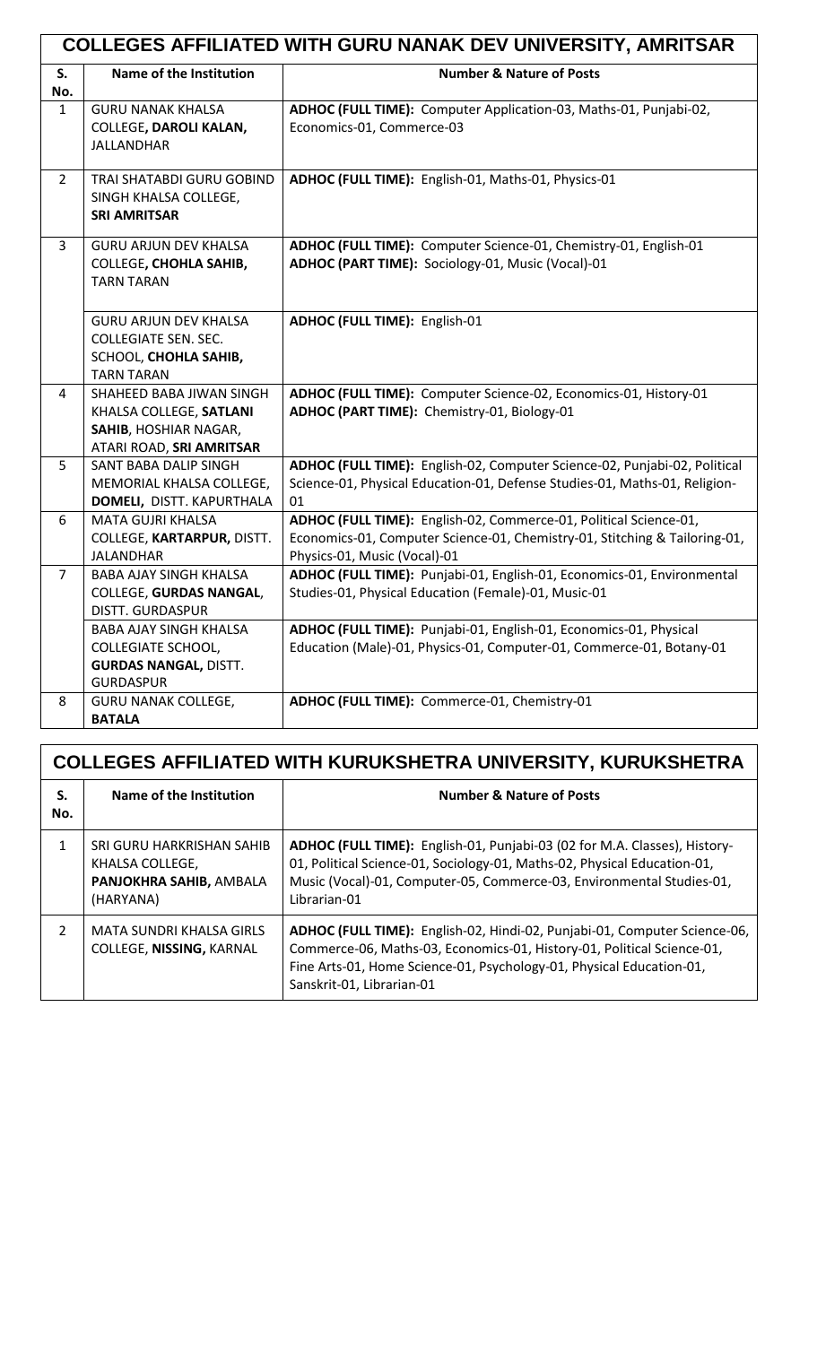## COLLEGES AFFILIATED WITH GURU NANAK DEV UNIVERSITY, AMRITSAR

| S. No. | Name of the Institution | Number & Nature of Posts |
|---|---|---|
| 1 | GURU NANAK KHALSA COLLEGE**, DAROLI KALAN,** JALLANDHAR | **ADHOC (FULL TIME):** Computer Application-03, Maths-01, Punjabi-02, Economics-01, Commerce-03 |
| 2 | TRAI SHATABDI GURU GOBIND SINGH KHALSA COLLEGE, **SRI AMRITSAR** | **ADHOC (FULL TIME):** English-01, Maths-01, Physics-01 |
| 3 | GURU ARJUN DEV KHALSA COLLEGE**, CHOHLA SAHIB,** TARN TARAN | **ADHOC (FULL TIME):** Computer Science-01, Chemistry-01, English-01<br>**ADHOC (PART TIME):** Sociology-01, Music (Vocal)-01 |
| | GURU ARJUN DEV KHALSA COLLEGIATE SEN. SEC. SCHOOL, **CHOHLA SAHIB,** TARN TARAN | **ADHOC (FULL TIME):** English-01 |
| 4 | SHAHEED BABA JIWAN SINGH KHALSA COLLEGE, **SATLANI SAHIB**, HOSHIAR NAGAR, ATARI ROAD, **SRI AMRITSAR** | **ADHOC (FULL TIME):** Computer Science-02, Economics-01, History-01<br>**ADHOC (PART TIME):** Chemistry-01, Biology-01 |
| 5 | SANT BABA DALIP SINGH MEMORIAL KHALSA COLLEGE, **DOMELI,** DISTT. KAPURTHALA | **ADHOC (FULL TIME):** English-02, Computer Science-02, Punjabi-02, Political Science-01, Physical Education-01, Defense Studies-01, Maths-01, Religion-01 |
| 6 | MATA GUJRI KHALSA COLLEGE, **KARTARPUR,** DISTT. JALANDHAR | **ADHOC (FULL TIME):** English-02, Commerce-01, Political Science-01, Economics-01, Computer Science-01, Chemistry-01, Stitching & Tailoring-01, Physics-01, Music (Vocal)-01 |
| 7 | BABA AJAY SINGH KHALSA COLLEGE, **GURDAS NANGAL**, DISTT. GURDASPUR | **ADHOC (FULL TIME):** Punjabi-01, English-01, Economics-01, Environmental Studies-01, Physical Education (Female)-01, Music-01 |
| | BABA AJAY SINGH KHALSA COLLEGIATE SCHOOL, **GURDAS NANGAL,** DISTT. GURDASPUR | **ADHOC (FULL TIME):** Punjabi-01, English-01, Economics-01, Physical Education (Male)-01, Physics-01, Computer-01, Commerce-01, Botany-01 |
| 8 | GURU NANAK COLLEGE, **BATALA** | **ADHOC (FULL TIME):** Commerce-01, Chemistry-01 |

## COLLEGES AFFILIATED WITH KURUKSHETRA UNIVERSITY, KURUKSHETRA

| S. No. | Name of the Institution | Number & Nature of Posts |
|---|---|---|
| 1 | SRI GURU HARKRISHAN SAHIB KHALSA COLLEGE, **PANJOKHRA SAHIB,** AMBALA (HARYANA) | **ADHOC (FULL TIME):** English-01, Punjabi-03 (02 for M.A. Classes), History-01, Political Science-01, Sociology-01, Maths-02, Physical Education-01, Music (Vocal)-01, Computer-05, Commerce-03, Environmental Studies-01, Librarian-01 |
| 2 | MATA SUNDRI KHALSA GIRLS COLLEGE, **NISSING,** KARNAL | **ADHOC (FULL TIME):** English-02, Hindi-02, Punjabi-01, Computer Science-06, Commerce-06, Maths-03, Economics-01, History-01, Political Science-01, Fine Arts-01, Home Science-01, Psychology-01, Physical Education-01, Sanskrit-01, Librarian-01 |